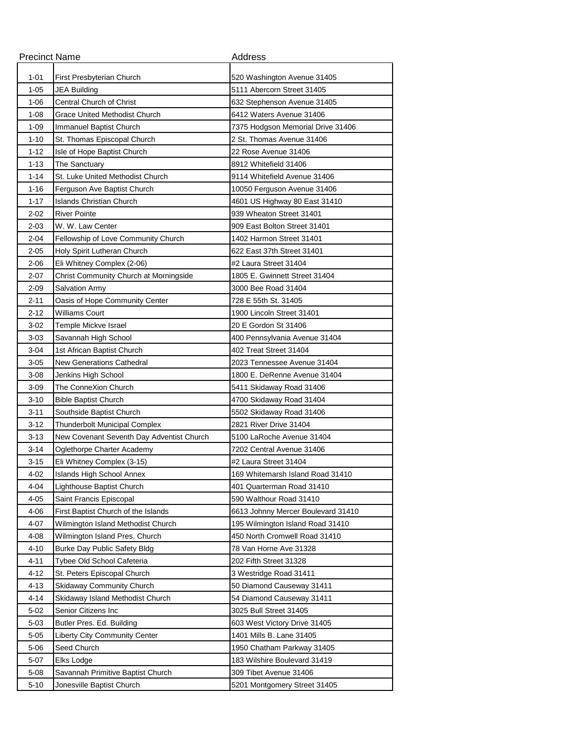| Precinct | Name | Address |
|---|---|---|
| 1-01 | First Presbyterian Church | 520 Washington Avenue 31405 |
| 1-05 | JEA Building | 5111 Abercorn Street 31405 |
| 1-06 | Central Church of Christ | 632 Stephenson Avenue 31405 |
| 1-08 | Grace United Methodist Church | 6412 Waters Avenue 31406 |
| 1-09 | Immanuel Baptist Church | 7375 Hodgson Memorial Drive 31406 |
| 1-10 | St. Thomas Episcopal Church | 2 St. Thomas Avenue 31406 |
| 1-12 | Isle of Hope Baptist Church | 22 Rose Avenue 31406 |
| 1-13 | The Sanctuary | 8912 Whitefield 31406 |
| 1-14 | St. Luke United Methodist Church | 9114 Whitefield Avenue 31406 |
| 1-16 | Ferguson Ave Baptist Church | 10050 Ferguson Avenue 31406 |
| 1-17 | Islands Christian Church | 4601 US Highway 80 East 31410 |
| 2-02 | River Pointe | 939 Wheaton Street 31401 |
| 2-03 | W. W. Law Center | 909 East Bolton Street 31401 |
| 2-04 | Fellowship of Love Community Church | 1402 Harmon Street 31401 |
| 2-05 | Holy Spirit Lutheran Church | 622 East 37th Street 31401 |
| 2-06 | Eli Whitney Complex (2-06) | #2 Laura Street 31404 |
| 2-07 | Christ Community Church at Morningside | 1805 E. Gwinnett Street 31404 |
| 2-09 | Salvation Army | 3000 Bee Road 31404 |
| 2-11 | Oasis of Hope Community Center | 728 E 55th St. 31405 |
| 2-12 | Williams Court | 1900 Lincoln Street 31401 |
| 3-02 | Temple Mickve Israel | 20 E Gordon St 31406 |
| 3-03 | Savannah High School | 400 Pennsylvania Avenue 31404 |
| 3-04 | 1st African Baptist Church | 402 Treat Street 31404 |
| 3-05 | New Generations Cathedral | 2023 Tennessee Avenue 31404 |
| 3-08 | Jenkins High School | 1800 E. DeRenne Avenue 31404 |
| 3-09 | The ConneXion Church | 5411 Skidaway Road 31406 |
| 3-10 | Bible Baptist Church | 4700 Skidaway Road 31404 |
| 3-11 | Southside Baptist Church | 5502 Skidaway Road 31406 |
| 3-12 | Thunderbolt Municipal Complex | 2821 River Drive 31404 |
| 3-13 | New Covenant Seventh Day Adventist Church | 5100 LaRoche Avenue 31404 |
| 3-14 | Oglethorpe Charter Academy | 7202 Central Avenue 31406 |
| 3-15 | Eli Whitney Complex (3-15) | #2 Laura Street 31404 |
| 4-02 | Islands High School Annex | 169 Whitemarsh Island Road 31410 |
| 4-04 | Lighthouse Baptist Church | 401 Quarterman Road 31410 |
| 4-05 | Saint Francis Episcopal | 590 Walthour Road 31410 |
| 4-06 | First Baptist Church of the Islands | 6613 Johnny Mercer Boulevard 31410 |
| 4-07 | Wilmington Island Methodist Church | 195 Wilmington Island Road 31410 |
| 4-08 | Wilmington Island Pres. Church | 450 North Cromwell Road 31410 |
| 4-10 | Burke Day Public Safety Bldg | 78 Van Horne Ave 31328 |
| 4-11 | Tybee Old School Cafeteria | 202 Fifth Street 31328 |
| 4-12 | St. Peters Episcopal Church | 3 Westridge Road 31411 |
| 4-13 | Skidaway Community Church | 50 Diamond Causeway 31411 |
| 4-14 | Skidaway Island Methodist Church | 54 Diamond Causeway 31411 |
| 5-02 | Senior Citizens Inc | 3025 Bull Street 31405 |
| 5-03 | Butler Pres. Ed. Building | 603 West Victory Drive 31405 |
| 5-05 | Liberty City Community Center | 1401 Mills B. Lane 31405 |
| 5-06 | Seed Church | 1950 Chatham Parkway 31405 |
| 5-07 | Elks Lodge | 183 Wilshire Boulevard 31419 |
| 5-08 | Savannah Primitive Baptist Church | 309 Tibet Avenue 31406 |
| 5-10 | Jonesville Baptist Church | 5201 Montgomery Street 31405 |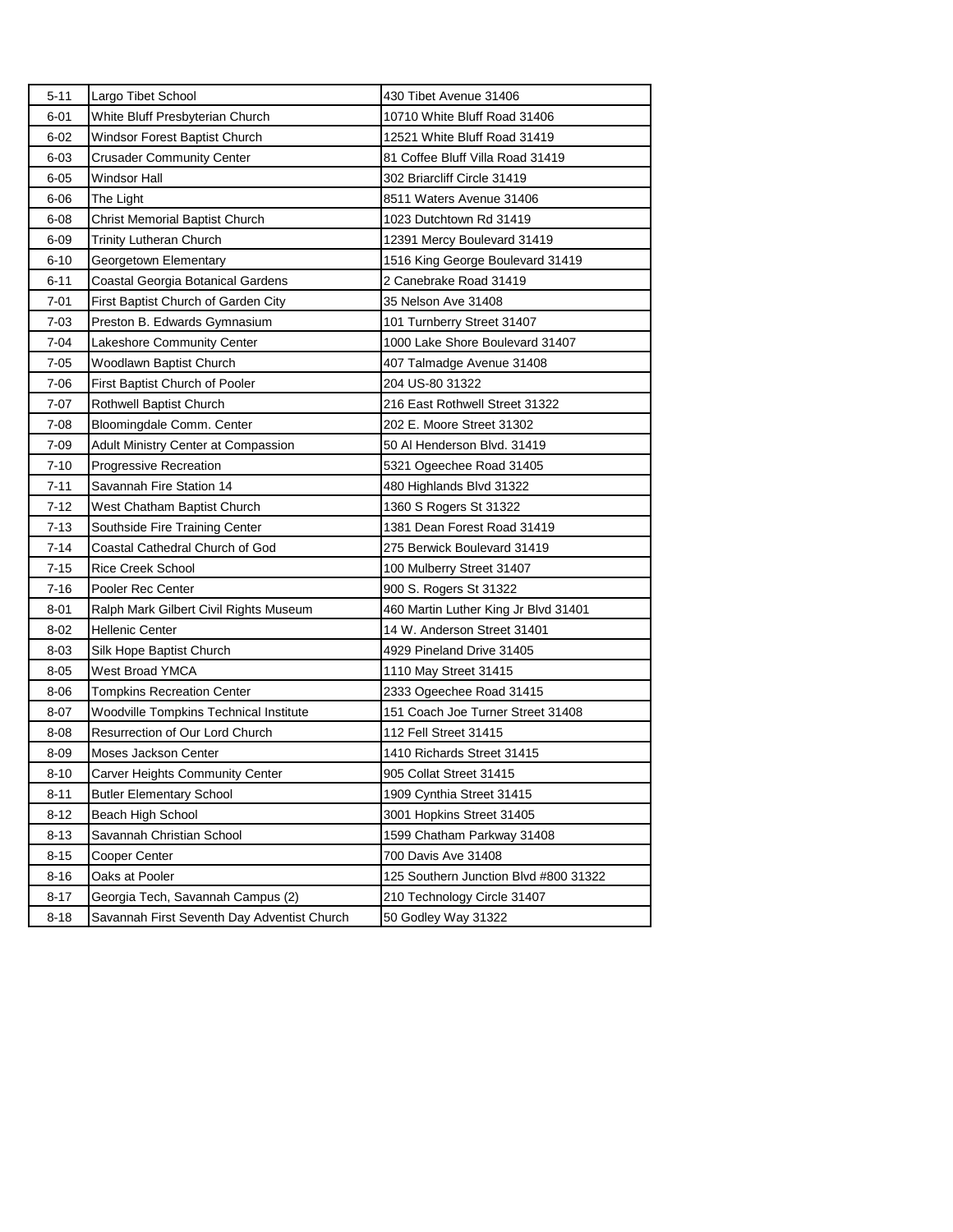| | | |
|---|---|---|
| 5-11 | Largo Tibet School | 430 Tibet Avenue 31406 |
| 6-01 | White Bluff Presbyterian Church | 10710 White Bluff Road 31406 |
| 6-02 | Windsor Forest Baptist Church | 12521 White Bluff Road 31419 |
| 6-03 | Crusader Community Center | 81 Coffee Bluff Villa Road 31419 |
| 6-05 | Windsor Hall | 302 Briarcliff Circle 31419 |
| 6-06 | The Light | 8511 Waters Avenue 31406 |
| 6-08 | Christ Memorial Baptist Church | 1023 Dutchtown Rd 31419 |
| 6-09 | Trinity Lutheran Church | 12391 Mercy Boulevard 31419 |
| 6-10 | Georgetown Elementary | 1516 King George Boulevard 31419 |
| 6-11 | Coastal Georgia Botanical Gardens | 2 Canebrake Road 31419 |
| 7-01 | First Baptist Church of Garden City | 35 Nelson Ave 31408 |
| 7-03 | Preston B. Edwards Gymnasium | 101 Turnberry Street 31407 |
| 7-04 | Lakeshore Community Center | 1000 Lake Shore Boulevard 31407 |
| 7-05 | Woodlawn Baptist Church | 407 Talmadge Avenue 31408 |
| 7-06 | First Baptist Church of Pooler | 204 US-80 31322 |
| 7-07 | Rothwell Baptist Church | 216 East Rothwell Street 31322 |
| 7-08 | Bloomingdale Comm. Center | 202 E. Moore Street 31302 |
| 7-09 | Adult Ministry Center at Compassion | 50 Al Henderson Blvd. 31419 |
| 7-10 | Progressive Recreation | 5321 Ogeechee Road 31405 |
| 7-11 | Savannah Fire Station 14 | 480 Highlands Blvd 31322 |
| 7-12 | West Chatham Baptist Church | 1360 S Rogers St 31322 |
| 7-13 | Southside Fire Training Center | 1381 Dean Forest Road 31419 |
| 7-14 | Coastal Cathedral Church of God | 275 Berwick Boulevard 31419 |
| 7-15 | Rice Creek School | 100 Mulberry Street 31407 |
| 7-16 | Pooler Rec Center | 900 S. Rogers St 31322 |
| 8-01 | Ralph Mark Gilbert Civil Rights Museum | 460 Martin Luther King Jr Blvd 31401 |
| 8-02 | Hellenic Center | 14 W. Anderson Street 31401 |
| 8-03 | Silk Hope Baptist Church | 4929 Pineland Drive 31405 |
| 8-05 | West Broad YMCA | 1110 May Street 31415 |
| 8-06 | Tompkins Recreation Center | 2333 Ogeechee Road 31415 |
| 8-07 | Woodville Tompkins Technical Institute | 151 Coach Joe Turner Street 31408 |
| 8-08 | Resurrection of Our Lord Church | 112 Fell Street 31415 |
| 8-09 | Moses Jackson Center | 1410 Richards Street 31415 |
| 8-10 | Carver Heights Community Center | 905 Collat Street 31415 |
| 8-11 | Butler Elementary School | 1909 Cynthia Street 31415 |
| 8-12 | Beach High School | 3001 Hopkins Street 31405 |
| 8-13 | Savannah Christian School | 1599 Chatham Parkway 31408 |
| 8-15 | Cooper Center | 700 Davis Ave 31408 |
| 8-16 | Oaks at Pooler | 125 Southern Junction Blvd #800 31322 |
| 8-17 | Georgia Tech, Savannah Campus (2) | 210 Technology Circle 31407 |
| 8-18 | Savannah First Seventh Day Adventist Church | 50 Godley Way 31322 |